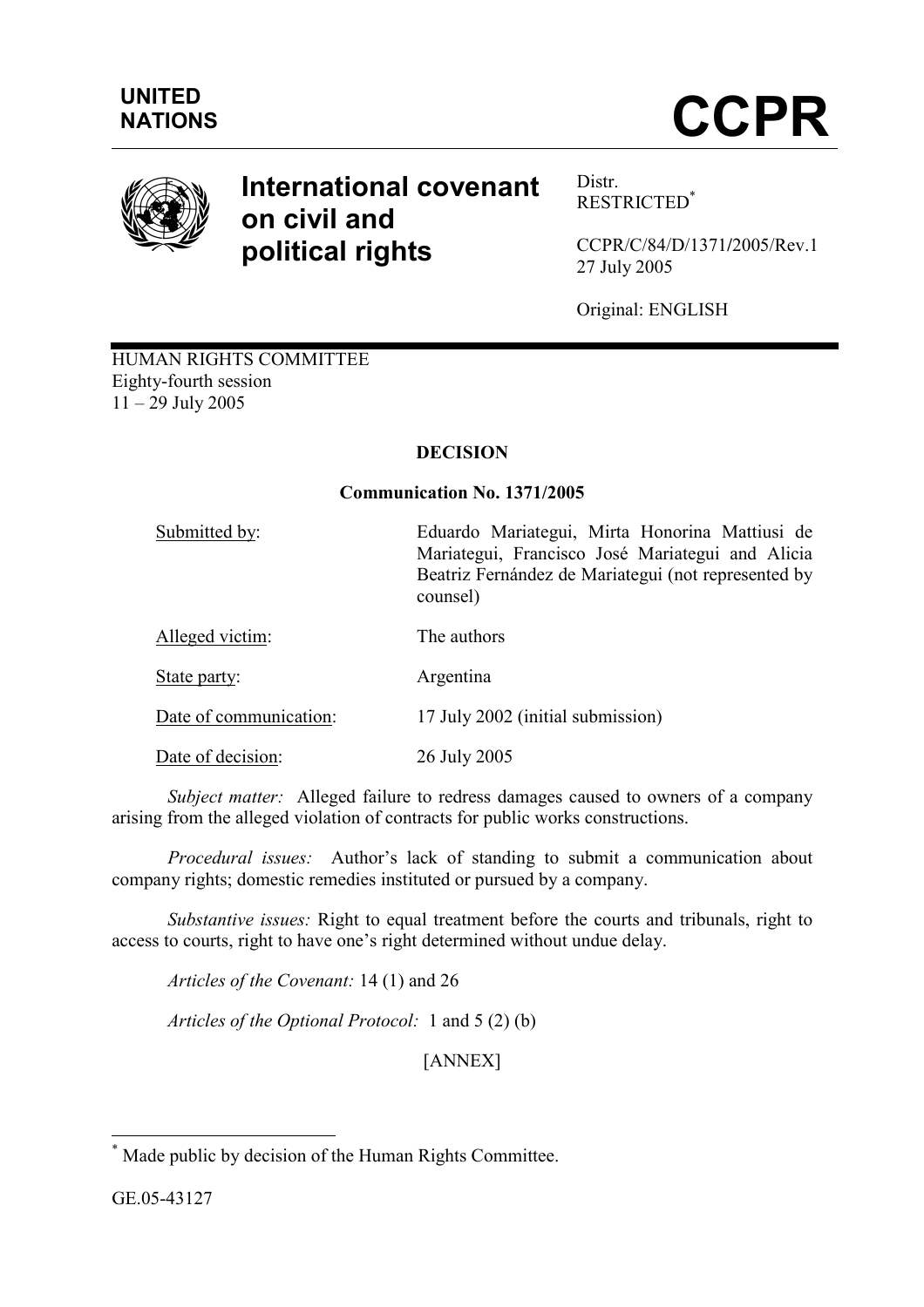UNITED NATIONS

# CCPR

# International covenant on civil and political rights

Distr.
RESTRICTED[*]

CCPR/C/84/D/1371/2005/Rev.1
27 July 2005

Original: ENGLISH

HUMAN RIGHTS COMMITTEE
Eighty-fourth session
11 – 29 July 2005

## DECISION

### Communication No. 1371/2005

| | |
|---|---|
| Submitted by: | Eduardo Mariategui, Mirta Honorina Mattiusi de Mariategui, Francisco José Mariategui and Alicia Beatriz Fernández de Mariategui (not represented by counsel) |
| Alleged victim: | The authors |
| State party: | Argentina |
| Date of communication: | 17 July 2002 (initial submission) |
| Date of decision: | 26 July 2005 |

*Subject matter:* Alleged failure to redress damages caused to owners of a company arising from the alleged violation of contracts for public works constructions.

*Procedural issues:* Author's lack of standing to submit a communication about company rights; domestic remedies instituted or pursued by a company.

*Substantive issues:* Right to equal treatment before the courts and tribunals, right to access to courts, right to have one's right determined without undue delay.

*Articles of the Covenant:* 14 (1) and 26

*Articles of the Optional Protocol:* 1 and 5 (2) (b)

[ANNEX]

---

[*] Made public by decision of the Human Rights Committee.

GE.05-43127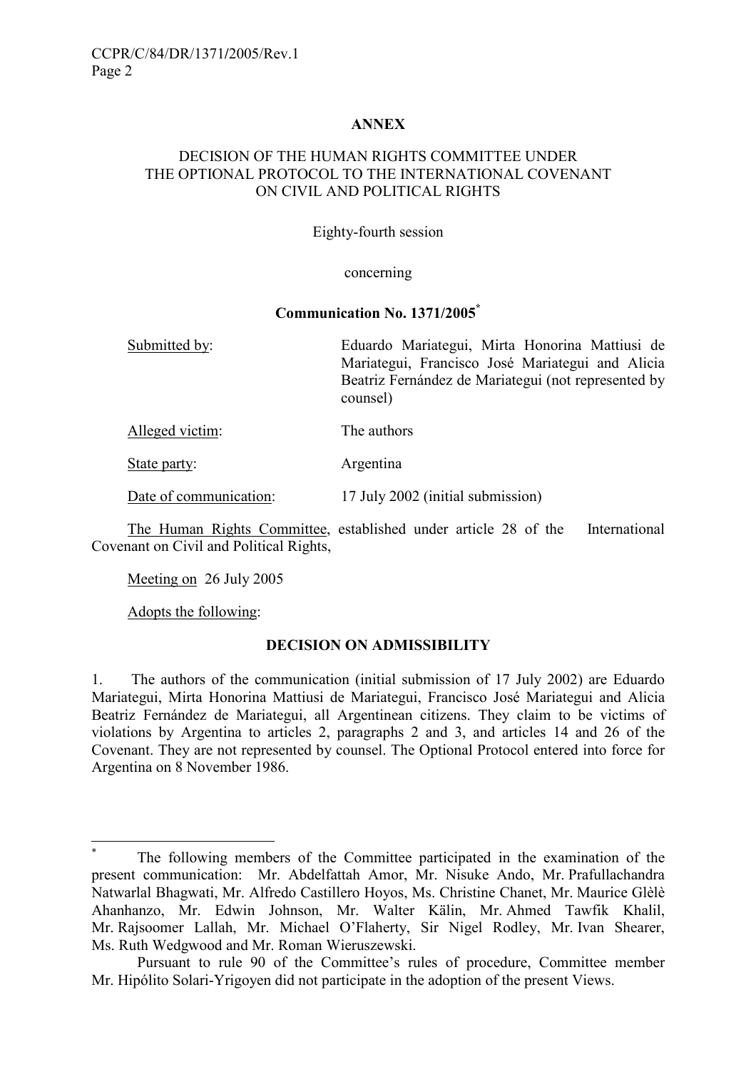**ANNEX**

**DECISION OF THE HUMAN RIGHTS COMMITTEE UNDER THE OPTIONAL PROTOCOL TO THE INTERNATIONAL COVENANT ON CIVIL AND POLITICAL RIGHTS**

Eighty-fourth session

concerning

**Communication No. 1371/2005[*]**

| | |
|---|---|
| Submitted by: | Eduardo Mariategui, Mirta Honorina Mattiusi de Mariategui, Francisco José Mariategui and Alicia Beatriz Fernández de Mariategui (not represented by counsel) |
| Alleged victim: | The authors |
| State party: | Argentina |
| Date of communication: | 17 July 2002 (initial submission) |

The Human Rights Committee, established under article 28 of the International Covenant on Civil and Political Rights,

Meeting on 26 July 2005

Adopts the following:

**DECISION ON ADMISSIBILITY**

1. The authors of the communication (initial submission of 17 July 2002) are Eduardo Mariategui, Mirta Honorina Mattiusi de Mariategui, Francisco José Mariategui and Alicia Beatriz Fernández de Mariategui, all Argentinean citizens. They claim to be victims of violations by Argentina to articles 2, paragraphs 2 and 3, and articles 14 and 26 of the Covenant. They are not represented by counsel. The Optional Protocol entered into force for Argentina on 8 November 1986.

---

[*] The following members of the Committee participated in the examination of the present communication: Mr. Abdelfattah Amor, Mr. Nisuke Ando, Mr. Prafullachandra Natwarlal Bhagwati, Mr. Alfredo Castillero Hoyos, Ms. Christine Chanet, Mr. Maurice Glèlè Ahanhanzo, Mr. Edwin Johnson, Mr. Walter Kälin, Mr. Ahmed Tawfik Khalil, Mr. Rajsoomer Lallah, Mr. Michael O'Flaherty, Sir Nigel Rodley, Mr. Ivan Shearer, Ms. Ruth Wedgwood and Mr. Roman Wieruszewski.

Pursuant to rule 90 of the Committee's rules of procedure, Committee member Mr. Hipólito Solari-Yrigoyen did not participate in the adoption of the present Views.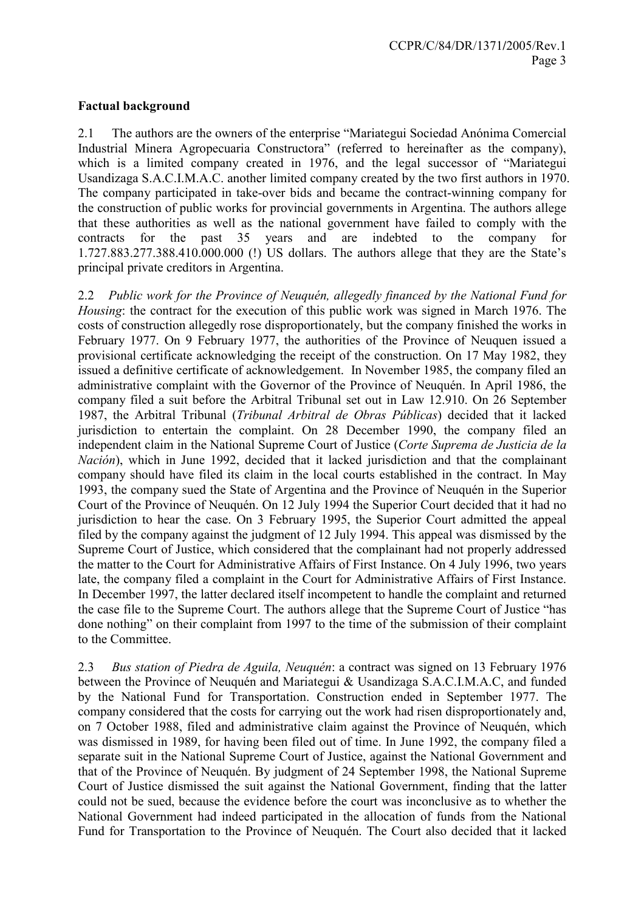**Factual background**

2.1 The authors are the owners of the enterprise "Mariategui Sociedad Anónima Comercial Industrial Minera Agropecuaria Constructora" (referred to hereinafter as the company), which is a limited company created in 1976, and the legal successor of "Mariategui Usandizaga S.A.C.I.M.A.C. another limited company created by the two first authors in 1970. The company participated in take-over bids and became the contract-winning company for the construction of public works for provincial governments in Argentina. The authors allege that these authorities as well as the national government have failed to comply with the contracts for the past 35 years and are indebted to the company for 1.727.883.277.388.410.000.000 (!) US dollars. The authors allege that they are the State's principal private creditors in Argentina.

2.2 *Public work for the Province of Neuquén, allegedly financed by the National Fund for Housing*: the contract for the execution of this public work was signed in March 1976. The costs of construction allegedly rose disproportionately, but the company finished the works in February 1977. On 9 February 1977, the authorities of the Province of Neuquen issued a provisional certificate acknowledging the receipt of the construction. On 17 May 1982, they issued a definitive certificate of acknowledgement. In November 1985, the company filed an administrative complaint with the Governor of the Province of Neuquén. In April 1986, the company filed a suit before the Arbitral Tribunal set out in Law 12.910. On 26 September 1987, the Arbitral Tribunal (*Tribunal Arbitral de Obras Públicas*) decided that it lacked jurisdiction to entertain the complaint. On 28 December 1990, the company filed an independent claim in the National Supreme Court of Justice (*Corte Suprema de Justicia de la Nación*), which in June 1992, decided that it lacked jurisdiction and that the complainant company should have filed its claim in the local courts established in the contract. In May 1993, the company sued the State of Argentina and the Province of Neuquén in the Superior Court of the Province of Neuquén. On 12 July 1994 the Superior Court decided that it had no jurisdiction to hear the case. On 3 February 1995, the Superior Court admitted the appeal filed by the company against the judgment of 12 July 1994. This appeal was dismissed by the Supreme Court of Justice, which considered that the complainant had not properly addressed the matter to the Court for Administrative Affairs of First Instance. On 4 July 1996, two years late, the company filed a complaint in the Court for Administrative Affairs of First Instance. In December 1997, the latter declared itself incompetent to handle the complaint and returned the case file to the Supreme Court. The authors allege that the Supreme Court of Justice "has done nothing" on their complaint from 1997 to the time of the submission of their complaint to the Committee.

2.3 *Bus station of Piedra de Aguila, Neuquén*: a contract was signed on 13 February 1976 between the Province of Neuquén and Mariategui & Usandizaga S.A.C.I.M.A.C, and funded by the National Fund for Transportation. Construction ended in September 1977. The company considered that the costs for carrying out the work had risen disproportionately and, on 7 October 1988, filed and administrative claim against the Province of Neuquén, which was dismissed in 1989, for having been filed out of time. In June 1992, the company filed a separate suit in the National Supreme Court of Justice, against the National Government and that of the Province of Neuquén. By judgment of 24 September 1998, the National Supreme Court of Justice dismissed the suit against the National Government, finding that the latter could not be sued, because the evidence before the court was inconclusive as to whether the National Government had indeed participated in the allocation of funds from the National Fund for Transportation to the Province of Neuquén. The Court also decided that it lacked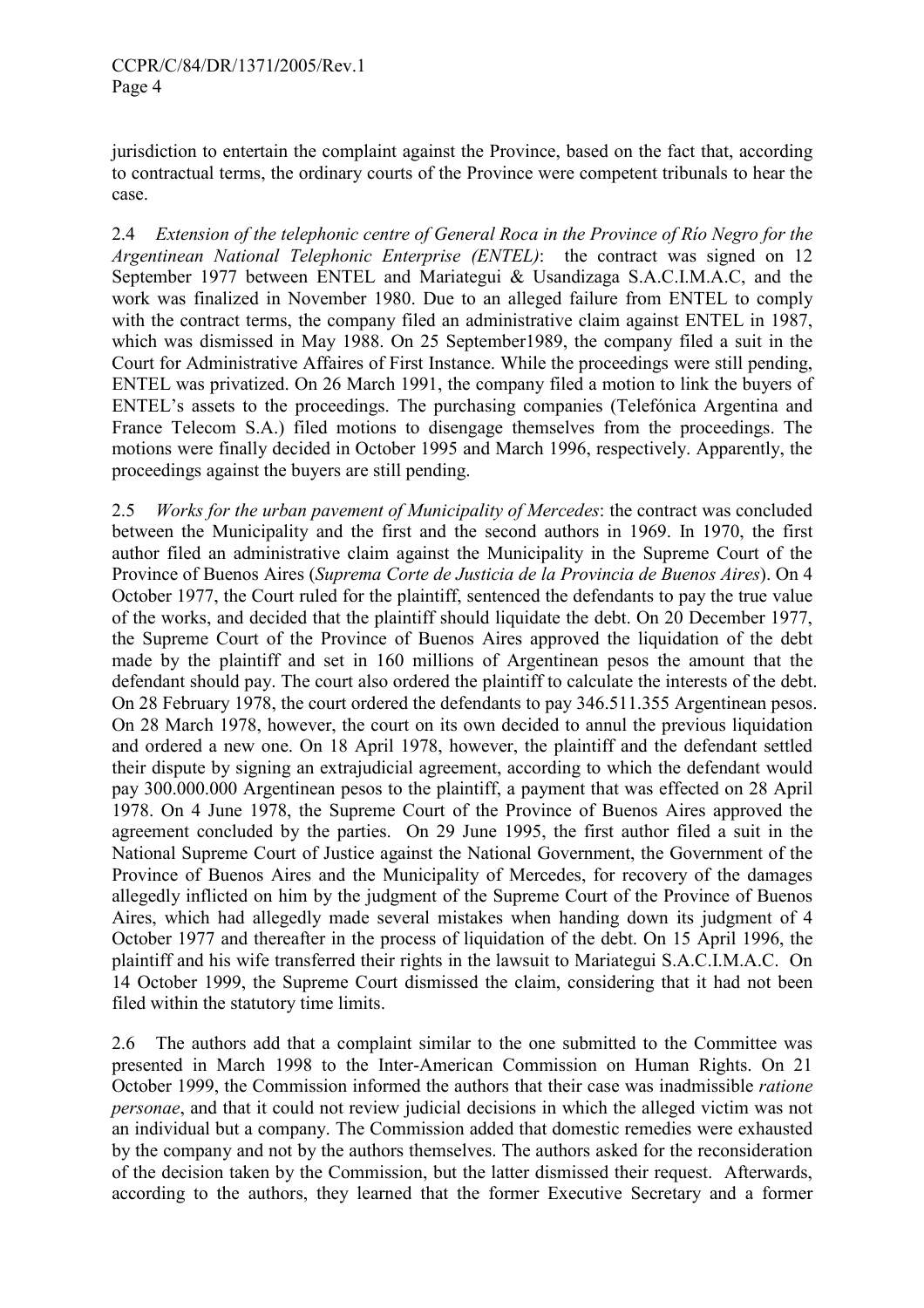jurisdiction to entertain the complaint against the Province, based on the fact that, according to contractual terms, the ordinary courts of the Province were competent tribunals to hear the case.

2.4 *Extension of the telephonic centre of General Roca in the Province of Río Negro for the Argentinean National Telephonic Enterprise (ENTEL)*: the contract was signed on 12 September 1977 between ENTEL and Mariategui & Usandizaga S.A.C.I.M.A.C, and the work was finalized in November 1980. Due to an alleged failure from ENTEL to comply with the contract terms, the company filed an administrative claim against ENTEL in 1987, which was dismissed in May 1988. On 25 September1989, the company filed a suit in the Court for Administrative Affaires of First Instance. While the proceedings were still pending, ENTEL was privatized. On 26 March 1991, the company filed a motion to link the buyers of ENTEL's assets to the proceedings. The purchasing companies (Telefónica Argentina and France Telecom S.A.) filed motions to disengage themselves from the proceedings. The motions were finally decided in October 1995 and March 1996, respectively. Apparently, the proceedings against the buyers are still pending.

2.5 *Works for the urban pavement of Municipality of Mercedes*: the contract was concluded between the Municipality and the first and the second authors in 1969. In 1970, the first author filed an administrative claim against the Municipality in the Supreme Court of the Province of Buenos Aires (*Suprema Corte de Justicia de la Provincia de Buenos Aires*). On 4 October 1977, the Court ruled for the plaintiff, sentenced the defendants to pay the true value of the works, and decided that the plaintiff should liquidate the debt. On 20 December 1977, the Supreme Court of the Province of Buenos Aires approved the liquidation of the debt made by the plaintiff and set in 160 millions of Argentinean pesos the amount that the defendant should pay. The court also ordered the plaintiff to calculate the interests of the debt. On 28 February 1978, the court ordered the defendants to pay 346.511.355 Argentinean pesos. On 28 March 1978, however, the court on its own decided to annul the previous liquidation and ordered a new one. On 18 April 1978, however, the plaintiff and the defendant settled their dispute by signing an extrajudicial agreement, according to which the defendant would pay 300.000.000 Argentinean pesos to the plaintiff, a payment that was effected on 28 April 1978. On 4 June 1978, the Supreme Court of the Province of Buenos Aires approved the agreement concluded by the parties. On 29 June 1995, the first author filed a suit in the National Supreme Court of Justice against the National Government, the Government of the Province of Buenos Aires and the Municipality of Mercedes, for recovery of the damages allegedly inflicted on him by the judgment of the Supreme Court of the Province of Buenos Aires, which had allegedly made several mistakes when handing down its judgment of 4 October 1977 and thereafter in the process of liquidation of the debt. On 15 April 1996, the plaintiff and his wife transferred their rights in the lawsuit to Mariategui S.A.C.I.M.A.C. On 14 October 1999, the Supreme Court dismissed the claim, considering that it had not been filed within the statutory time limits.

2.6 The authors add that a complaint similar to the one submitted to the Committee was presented in March 1998 to the Inter-American Commission on Human Rights. On 21 October 1999, the Commission informed the authors that their case was inadmissible *ratione personae*, and that it could not review judicial decisions in which the alleged victim was not an individual but a company. The Commission added that domestic remedies were exhausted by the company and not by the authors themselves. The authors asked for the reconsideration of the decision taken by the Commission, but the latter dismissed their request. Afterwards, according to the authors, they learned that the former Executive Secretary and a former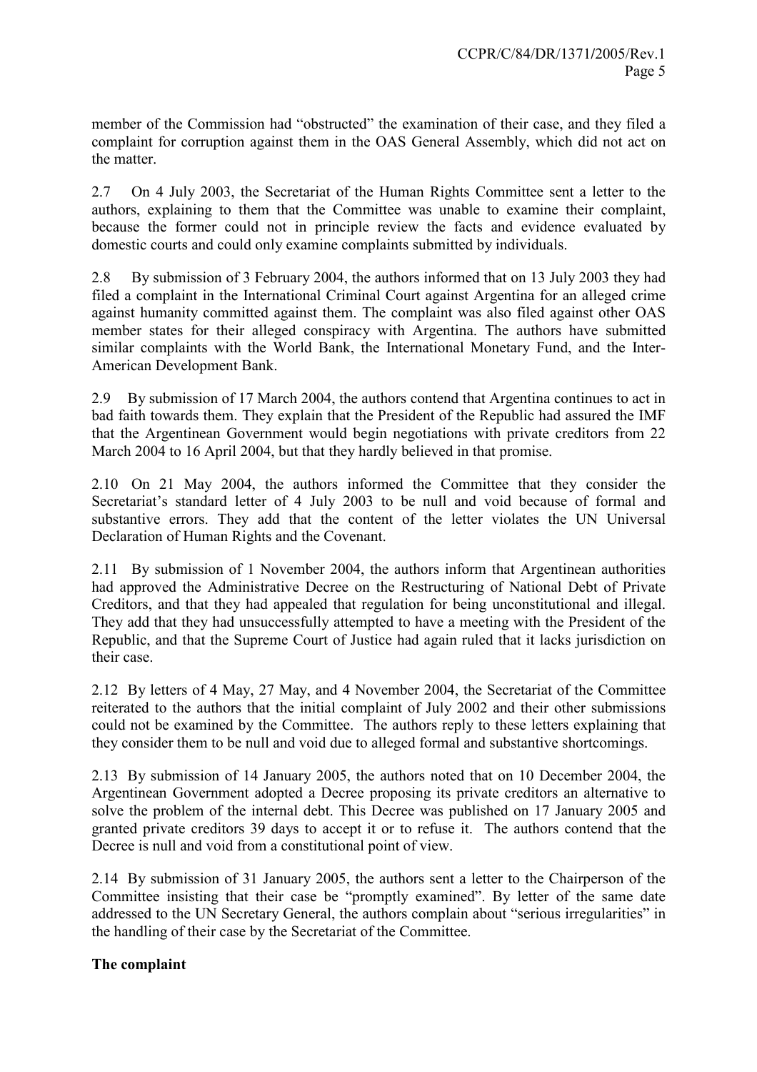member of the Commission had "obstructed" the examination of their case, and they filed a complaint for corruption against them in the OAS General Assembly, which did not act on the matter.

2.7 On 4 July 2003, the Secretariat of the Human Rights Committee sent a letter to the authors, explaining to them that the Committee was unable to examine their complaint, because the former could not in principle review the facts and evidence evaluated by domestic courts and could only examine complaints submitted by individuals.

2.8 By submission of 3 February 2004, the authors informed that on 13 July 2003 they had filed a complaint in the International Criminal Court against Argentina for an alleged crime against humanity committed against them. The complaint was also filed against other OAS member states for their alleged conspiracy with Argentina. The authors have submitted similar complaints with the World Bank, the International Monetary Fund, and the Inter-American Development Bank.

2.9 By submission of 17 March 2004, the authors contend that Argentina continues to act in bad faith towards them. They explain that the President of the Republic had assured the IMF that the Argentinean Government would begin negotiations with private creditors from 22 March 2004 to 16 April 2004, but that they hardly believed in that promise.

2.10 On 21 May 2004, the authors informed the Committee that they consider the Secretariat's standard letter of 4 July 2003 to be null and void because of formal and substantive errors. They add that the content of the letter violates the UN Universal Declaration of Human Rights and the Covenant.

2.11 By submission of 1 November 2004, the authors inform that Argentinean authorities had approved the Administrative Decree on the Restructuring of National Debt of Private Creditors, and that they had appealed that regulation for being unconstitutional and illegal. They add that they had unsuccessfully attempted to have a meeting with the President of the Republic, and that the Supreme Court of Justice had again ruled that it lacks jurisdiction on their case.

2.12 By letters of 4 May, 27 May, and 4 November 2004, the Secretariat of the Committee reiterated to the authors that the initial complaint of July 2002 and their other submissions could not be examined by the Committee. The authors reply to these letters explaining that they consider them to be null and void due to alleged formal and substantive shortcomings.

2.13 By submission of 14 January 2005, the authors noted that on 10 December 2004, the Argentinean Government adopted a Decree proposing its private creditors an alternative to solve the problem of the internal debt. This Decree was published on 17 January 2005 and granted private creditors 39 days to accept it or to refuse it. The authors contend that the Decree is null and void from a constitutional point of view.

2.14 By submission of 31 January 2005, the authors sent a letter to the Chairperson of the Committee insisting that their case be "promptly examined". By letter of the same date addressed to the UN Secretary General, the authors complain about "serious irregularities" in the handling of their case by the Secretariat of the Committee.

**The complaint**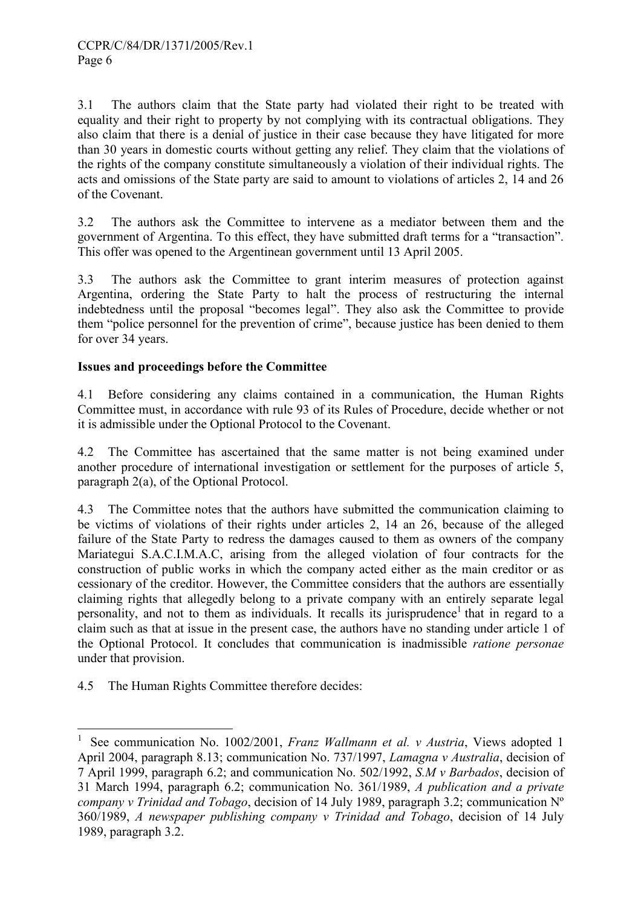3.1 The authors claim that the State party had violated their right to be treated with equality and their right to property by not complying with its contractual obligations. They also claim that there is a denial of justice in their case because they have litigated for more than 30 years in domestic courts without getting any relief. They claim that the violations of the rights of the company constitute simultaneously a violation of their individual rights. The acts and omissions of the State party are said to amount to violations of articles 2, 14 and 26 of the Covenant.

3.2 The authors ask the Committee to intervene as a mediator between them and the government of Argentina. To this effect, they have submitted draft terms for a "transaction". This offer was opened to the Argentinean government until 13 April 2005.

3.3 The authors ask the Committee to grant interim measures of protection against Argentina, ordering the State Party to halt the process of restructuring the internal indebtedness until the proposal "becomes legal". They also ask the Committee to provide them "police personnel for the prevention of crime", because justice has been denied to them for over 34 years.

**Issues and proceedings before the Committee**

4.1 Before considering any claims contained in a communication, the Human Rights Committee must, in accordance with rule 93 of its Rules of Procedure, decide whether or not it is admissible under the Optional Protocol to the Covenant.

4.2 The Committee has ascertained that the same matter is not being examined under another procedure of international investigation or settlement for the purposes of article 5, paragraph 2(a), of the Optional Protocol.

4.3 The Committee notes that the authors have submitted the communication claiming to be victims of violations of their rights under articles 2, 14 an 26, because of the alleged failure of the State Party to redress the damages caused to them as owners of the company Mariategui S.A.C.I.M.A.C, arising from the alleged violation of four contracts for the construction of public works in which the company acted either as the main creditor or as cessionary of the creditor. However, the Committee considers that the authors are essentially claiming rights that allegedly belong to a private company with an entirely separate legal personality, and not to them as individuals. It recalls its jurisprudence[1] that in regard to a claim such as that at issue in the present case, the authors have no standing under article 1 of the Optional Protocol. It concludes that communication is inadmissible *ratione personae* under that provision.

4.5 The Human Rights Committee therefore decides:

---

[1] See communication No. 1002/2001, *Franz Wallmann et al. v Austria*, Views adopted 1 April 2004, paragraph 8.13; communication No. 737/1997, *Lamagna v Australia*, decision of 7 April 1999, paragraph 6.2; and communication No. 502/1992, *S.M v Barbados*, decision of 31 March 1994, paragraph 6.2; communication No. 361/1989, *A publication and a private company v Trinidad and Tobago*, decision of 14 July 1989, paragraph 3.2; communication Nº 360/1989, *A newspaper publishing company v Trinidad and Tobago*, decision of 14 July 1989, paragraph 3.2.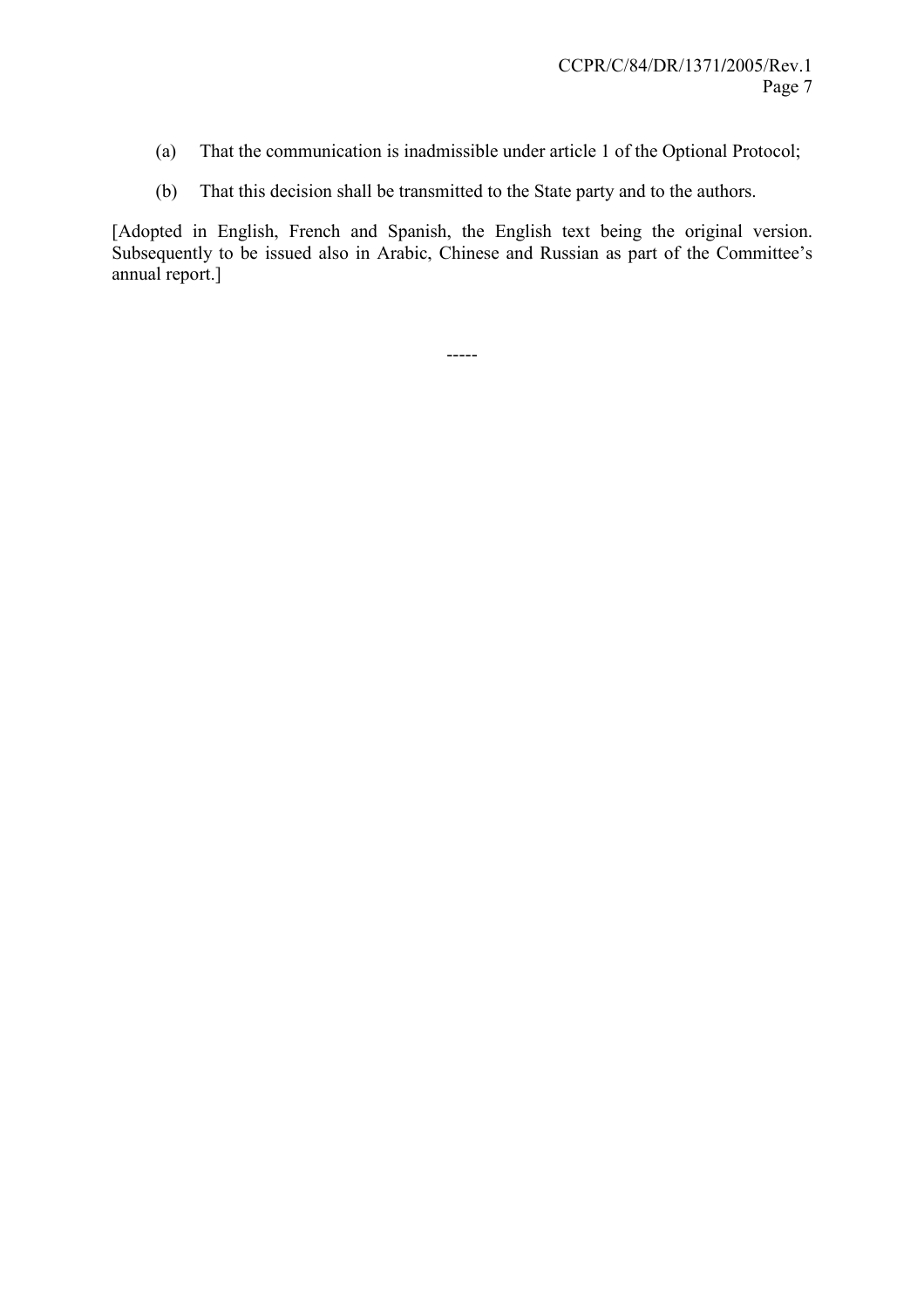(a) That the communication is inadmissible under article 1 of the Optional Protocol;

(b) That this decision shall be transmitted to the State party and to the authors.

[Adopted in English, French and Spanish, the English text being the original version. Subsequently to be issued also in Arabic, Chinese and Russian as part of the Committee's annual report.]

-----